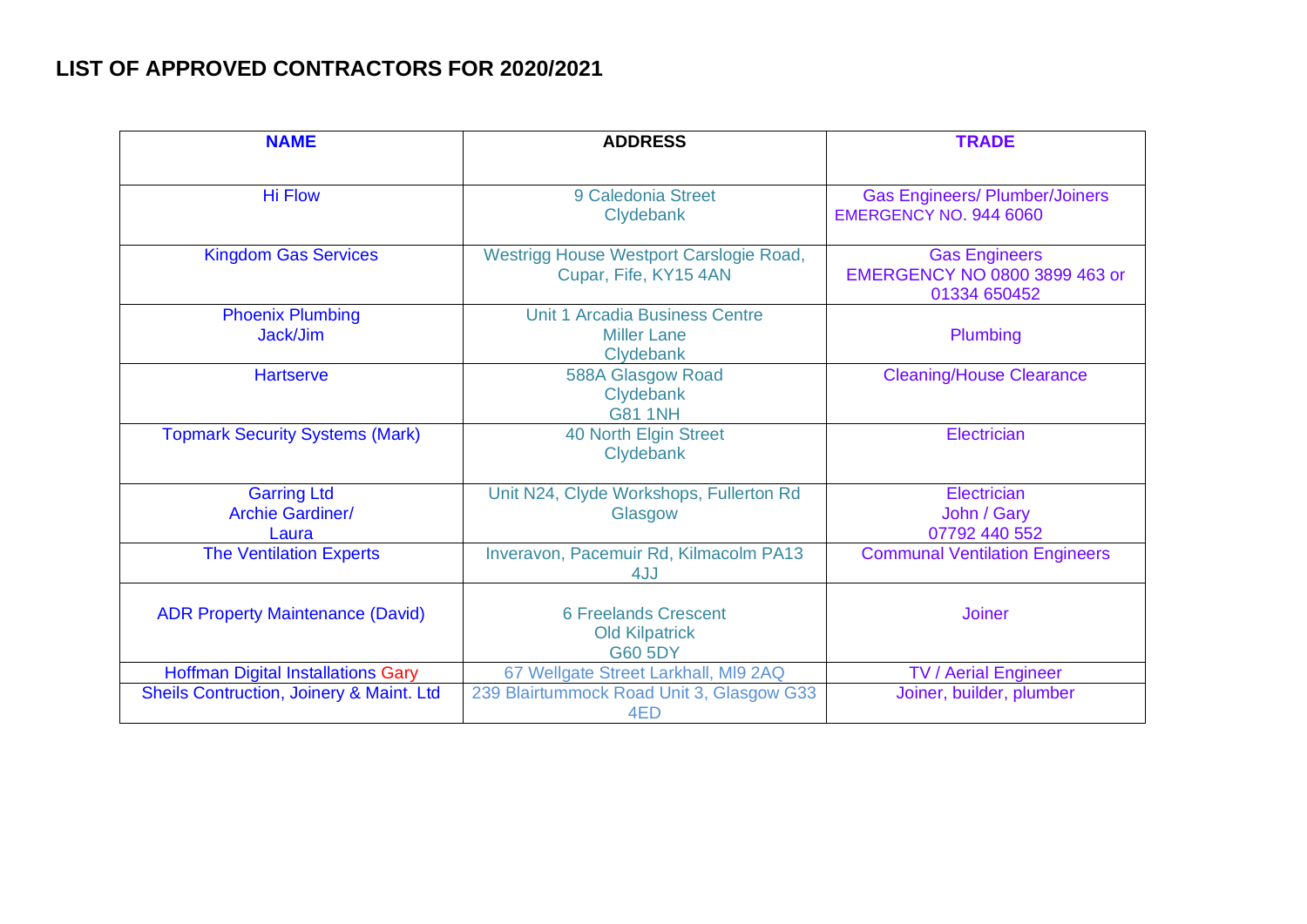# LIST OF APPROVED CONTRACTORS FOR 2020/2021

| NAME | ADDRESS | TRADE |
| --- | --- | --- |
| Hi Flow | 9 Caledonia Street Clydebank | Gas Engineers/ Plumber/Joiners EMERGENCY NO. 944 6060 |
| Kingdom Gas Services | Westrigg House Westport Carslogie Road, Cupar, Fife, KY15 4AN | Gas Engineers EMERGENCY NO 0800 3899 463 or 01334 650452 |
| Phoenix Plumbing Jack/Jim | Unit 1 Arcadia Business Centre Miller Lane Clydebank | Plumbing |
| Hartserve | 588A Glasgow Road Clydebank G81 1NH | Cleaning/House Clearance |
| Topmark Security Systems (Mark) | 40 North Elgin Street Clydebank | Electrician |
| Garring Ltd Archie Gardiner/ Laura | Unit N24, Clyde Workshops, Fullerton Rd Glasgow | Electrician John / Gary 07792 440 552 |
| The Ventilation Experts | Inveravon, Pacemuir Rd, Kilmacolm PA13 4JJ | Communal Ventilation Engineers |
| ADR Property Maintenance (David) | 6 Freelands Crescent Old Kilpatrick G60 5DY | Joiner |
| Hoffman Digital Installations Gary | 67 Wellgate Street Larkhall, Ml9 2AQ | TV / Aerial Engineer |
| Sheils Contruction, Joinery & Maint. Ltd | 239 Blairtummock Road Unit 3, Glasgow G33 4ED | Joiner, builder, plumber |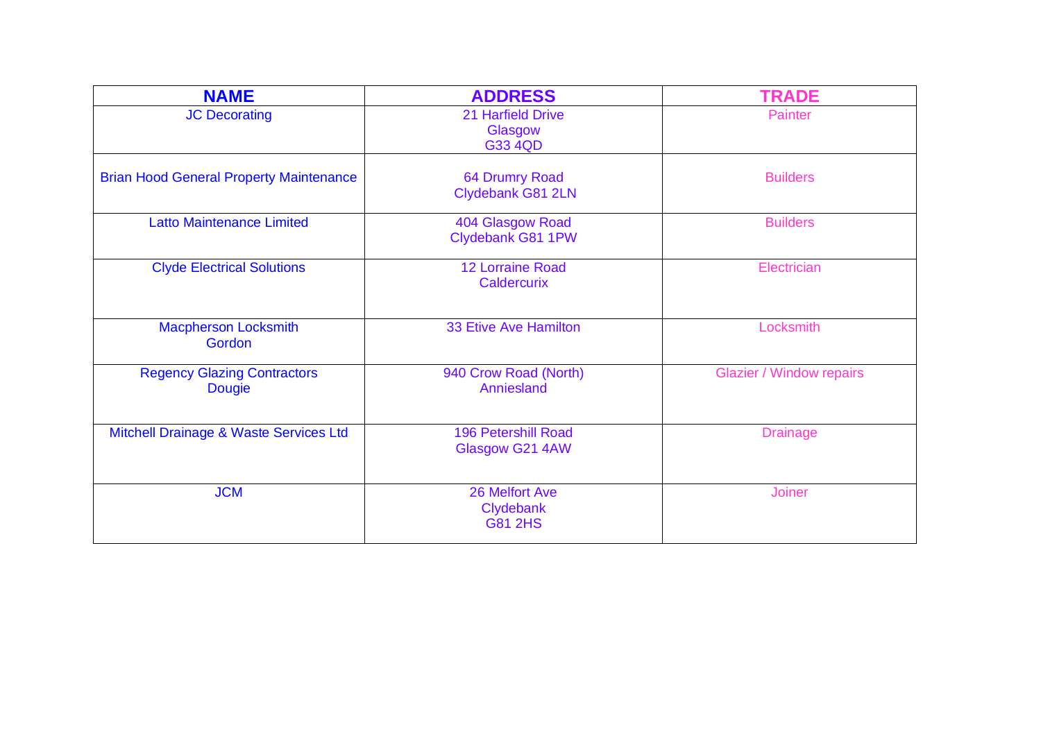| NAME | ADDRESS | TRADE |
| --- | --- | --- |
| JC Decorating | 21 Harfield Drive<br>Glasgow<br>G33 4QD | Painter |
| Brian Hood General Property Maintenance | 64 Drumry Road<br>Clydebank G81 2LN | Builders |
| Latto Maintenance Limited | 404 Glasgow Road<br>Clydebank G81 1PW | Builders |
| Clyde Electrical Solutions | 12 Lorraine Road<br>Caldercurix | Electrician |
| Macpherson Locksmith<br>Gordon | 33 Etive Ave Hamilton | Locksmith |
| Regency Glazing Contractors<br>Dougie | 940 Crow Road (North)<br>Anniesland | Glazier / Window repairs |
| Mitchell Drainage & Waste Services Ltd | 196 Petershill Road<br>Glasgow G21 4AW | Drainage |
| JCM | 26 Melfort Ave<br>Clydebank<br>G81 2HS | Joiner |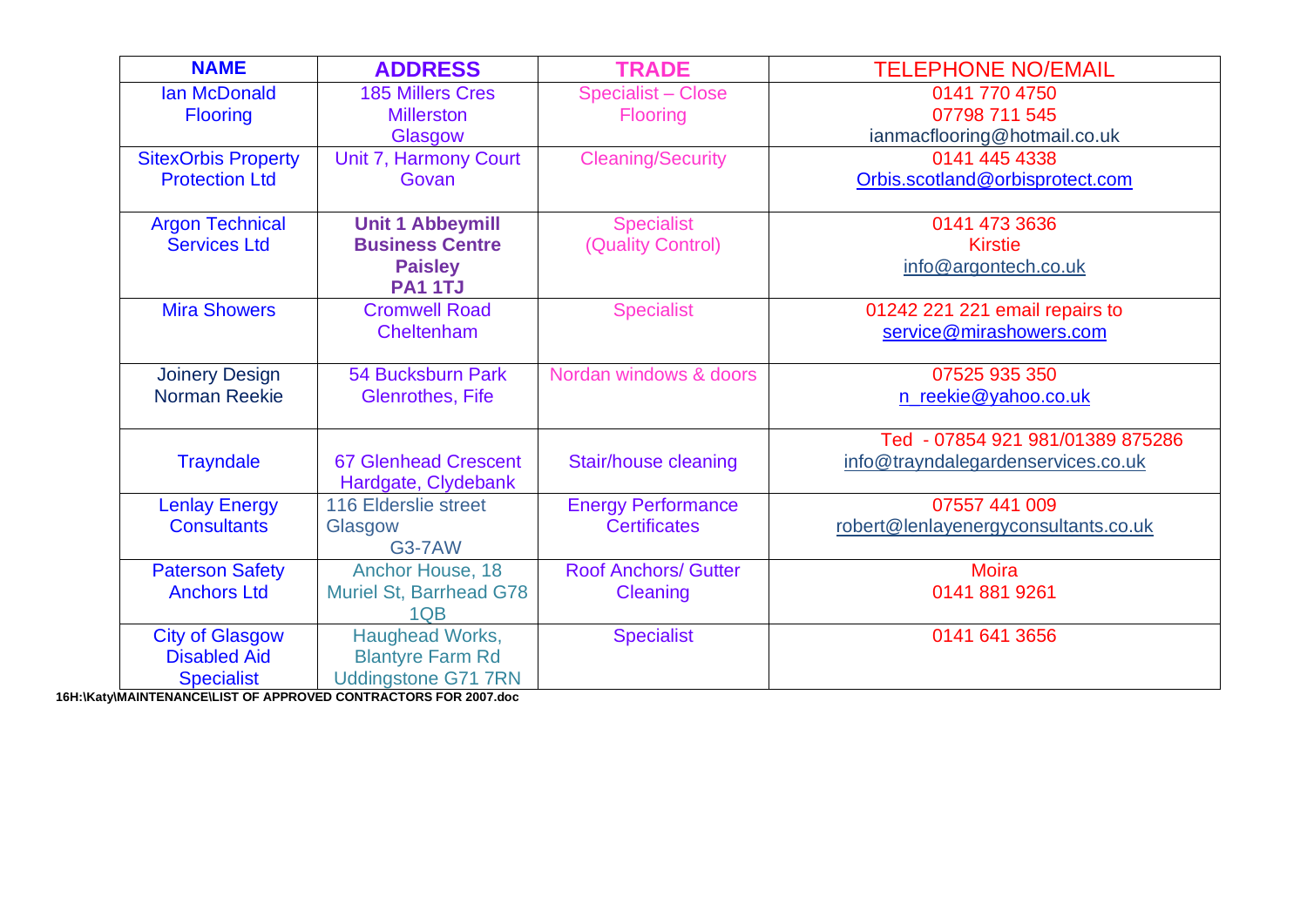| NAME | ADDRESS | TRADE | TELEPHONE NO/EMAIL |
|---|---|---|---|
| Ian McDonald Flooring | 185 Millers Cres Millerston Glasgow | Specialist – Close Flooring | 0141 770 4750<br>07798 711 545<br>ianmacflooring@hotmail.co.uk |
| SitexOrbis Property Protection Ltd | Unit 7, Harmony Court Govan | Cleaning/Security | 0141 445 4338<br>Orbis.scotland@orbisprotect.com |
| Argon Technical Services Ltd | **Unit 1 Abbeymill Business Centre Paisley PA1 1TJ** | Specialist (Quality Control) | 0141 473 3636<br>Kirstie<br>info@argontech.co.uk |
| Mira Showers | Cromwell Road Cheltenham | Specialist | 01242 221 221 email repairs to service@mirashowers.com |
| Joinery Design Norman Reekie | 54 Bucksburn Park Glenrothes, Fife | Nordan windows & doors | 07525 935 350<br>n_reekie@yahoo.co.uk |
| Trayndale | 67 Glenhead Crescent Hardgate, Clydebank | Stair/house cleaning | Ted - 07854 921 981/01389 875286<br>info@trayndalegardenservices.co.uk |
| Lenlay Energy Consultants | 116 Elderslie street Glasgow G3-7AW | Energy Performance Certificates | 07557 441 009<br>robert@lenlayenergyconsultants.co.uk |
| Paterson Safety Anchors Ltd | Anchor House, 18 Muriel St, Barrhead G78 1QB | Roof Anchors/ Gutter Cleaning | Moira<br>0141 881 9261 |
| City of Glasgow Disabled Aid Specialist | Haughead Works, Blantyre Farm Rd Uddingstone G71 7RN | Specialist | 0141 641 3656 |

**16H:\Katy\MAINTENANCE\LIST OF APPROVED CONTRACTORS FOR 2007.doc**